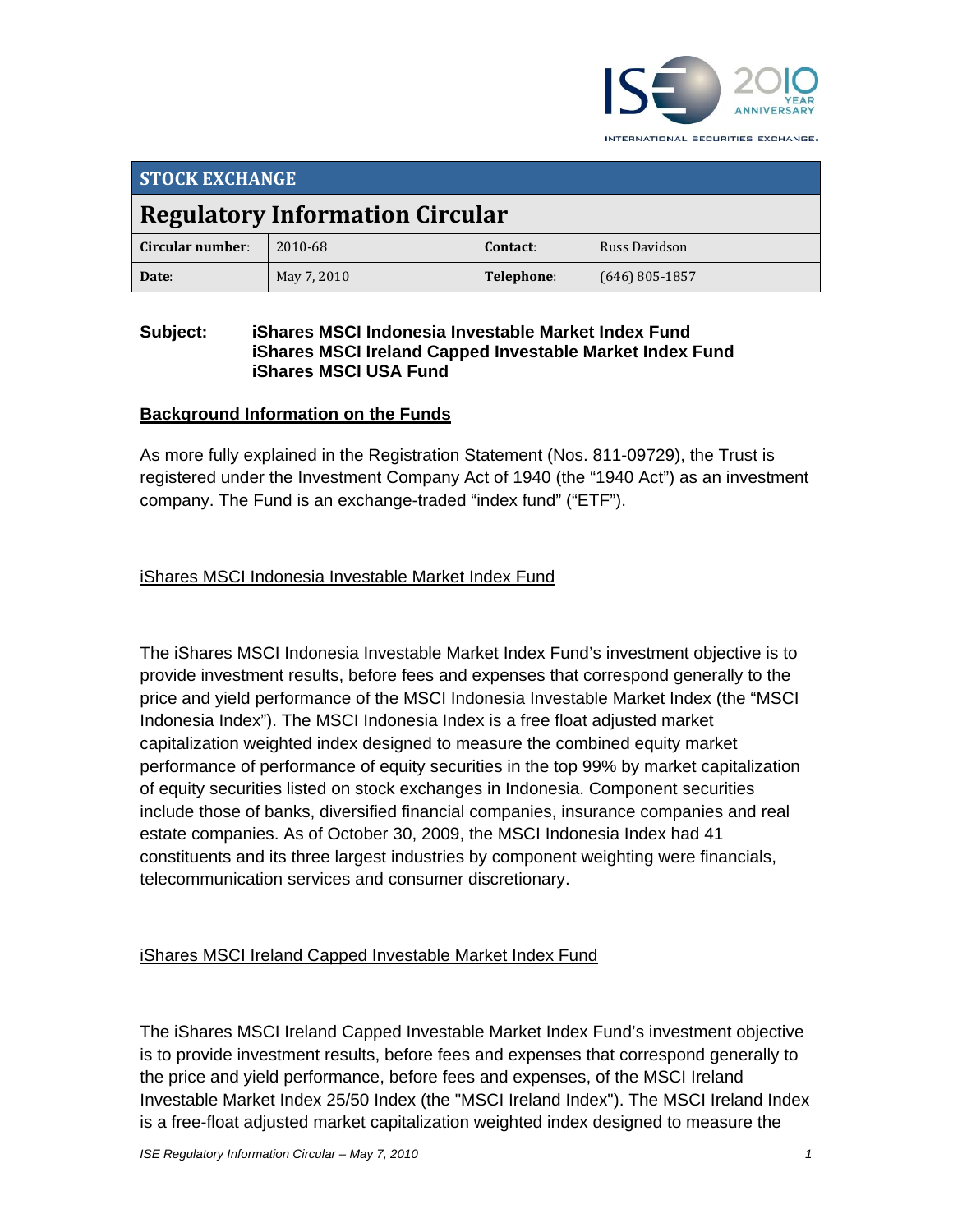## STOCK EXCHANGE

# Regulatory Information Circular

| Circular number: | 2010-68 | Contact: | Russ Davidson |
|---|---|---|---|
| Date: | May 7, 2010 | Telephone: | (646) 805-1857 |

**Subject:** **iShares MSCI Indonesia Investable Market Index Fund**
**iShares MSCI Ireland Capped Investable Market Index Fund**
**iShares MSCI USA Fund**

**Background Information on the Funds**

As more fully explained in the Registration Statement (Nos. 811-09729), the Trust is registered under the Investment Company Act of 1940 (the "1940 Act") as an investment company. The Fund is an exchange-traded "index fund" ("ETF").

iShares MSCI Indonesia Investable Market Index Fund

The iShares MSCI Indonesia Investable Market Index Fund's investment objective is to provide investment results, before fees and expenses that correspond generally to the price and yield performance of the MSCI Indonesia Investable Market Index (the "MSCI Indonesia Index"). The MSCI Indonesia Index is a free float adjusted market capitalization weighted index designed to measure the combined equity market performance of performance of equity securities in the top 99% by market capitalization of equity securities listed on stock exchanges in Indonesia. Component securities include those of banks, diversified financial companies, insurance companies and real estate companies. As of October 30, 2009, the MSCI Indonesia Index had 41 constituents and its three largest industries by component weighting were financials, telecommunication services and consumer discretionary.

iShares MSCI Ireland Capped Investable Market Index Fund

The iShares MSCI Ireland Capped Investable Market Index Fund's investment objective is to provide investment results, before fees and expenses that correspond generally to the price and yield performance, before fees and expenses, of the MSCI Ireland Investable Market Index 25/50 Index (the "MSCI Ireland Index"). The MSCI Ireland Index is a free-float adjusted market capitalization weighted index designed to measure the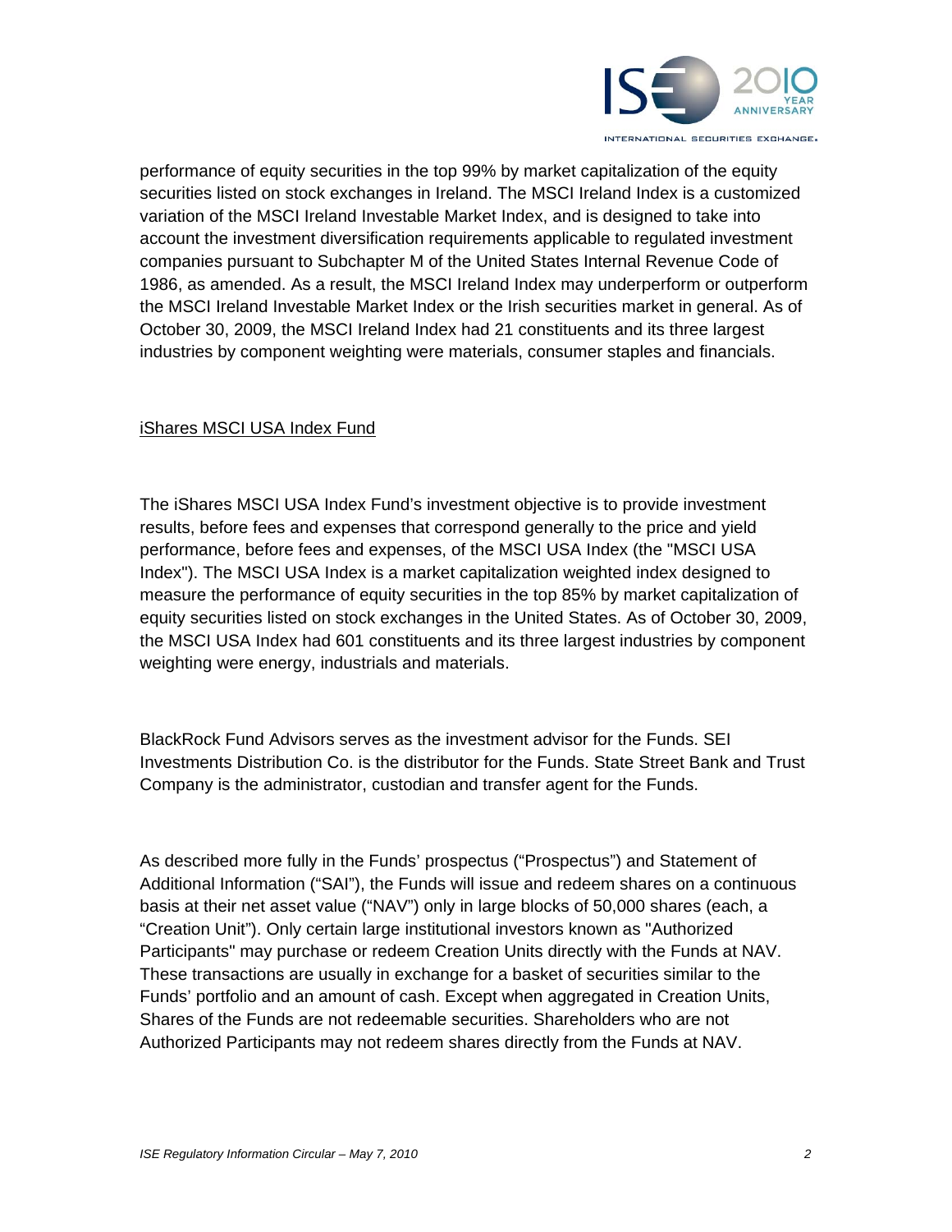performance of equity securities in the top 99% by market capitalization of the equity securities listed on stock exchanges in Ireland. The MSCI Ireland Index is a customized variation of the MSCI Ireland Investable Market Index, and is designed to take into account the investment diversification requirements applicable to regulated investment companies pursuant to Subchapter M of the United States Internal Revenue Code of 1986, as amended. As a result, the MSCI Ireland Index may underperform or outperform the MSCI Ireland Investable Market Index or the Irish securities market in general. As of October 30, 2009, the MSCI Ireland Index had 21 constituents and its three largest industries by component weighting were materials, consumer staples and financials.

iShares MSCI USA Index Fund

The iShares MSCI USA Index Fund's investment objective is to provide investment results, before fees and expenses that correspond generally to the price and yield performance, before fees and expenses, of the MSCI USA Index (the "MSCI USA Index"). The MSCI USA Index is a market capitalization weighted index designed to measure the performance of equity securities in the top 85% by market capitalization of equity securities listed on stock exchanges in the United States. As of October 30, 2009, the MSCI USA Index had 601 constituents and its three largest industries by component weighting were energy, industrials and materials.

BlackRock Fund Advisors serves as the investment advisor for the Funds. SEI Investments Distribution Co. is the distributor for the Funds. State Street Bank and Trust Company is the administrator, custodian and transfer agent for the Funds.

As described more fully in the Funds' prospectus ("Prospectus") and Statement of Additional Information ("SAI"), the Funds will issue and redeem shares on a continuous basis at their net asset value ("NAV") only in large blocks of 50,000 shares (each, a "Creation Unit"). Only certain large institutional investors known as "Authorized Participants" may purchase or redeem Creation Units directly with the Funds at NAV. These transactions are usually in exchange for a basket of securities similar to the Funds' portfolio and an amount of cash. Except when aggregated in Creation Units, Shares of the Funds are not redeemable securities. Shareholders who are not Authorized Participants may not redeem shares directly from the Funds at NAV.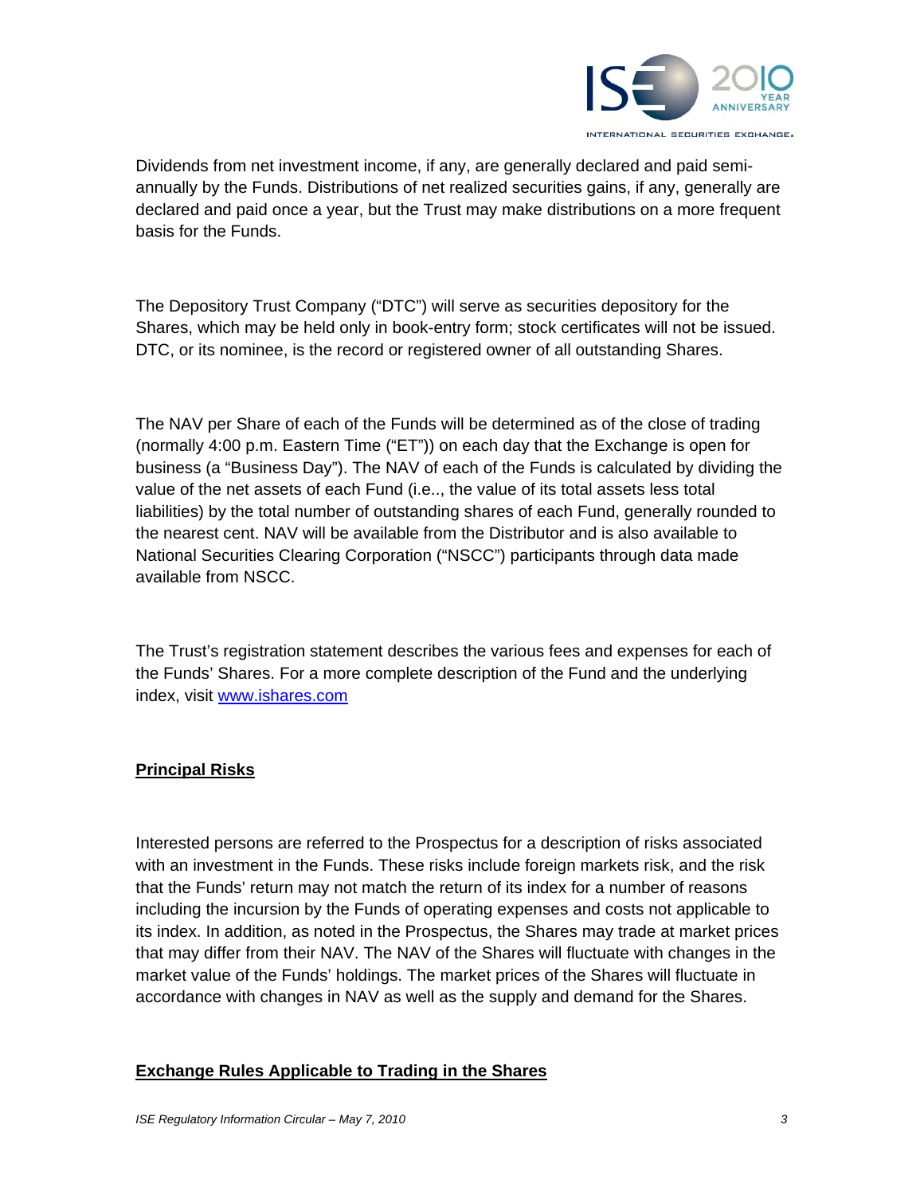Dividends from net investment income, if any, are generally declared and paid semi-annually by the Funds. Distributions of net realized securities gains, if any, generally are declared and paid once a year, but the Trust may make distributions on a more frequent basis for the Funds.

The Depository Trust Company ("DTC") will serve as securities depository for the Shares, which may be held only in book-entry form; stock certificates will not be issued. DTC, or its nominee, is the record or registered owner of all outstanding Shares.

The NAV per Share of each of the Funds will be determined as of the close of trading (normally 4:00 p.m. Eastern Time ("ET")) on each day that the Exchange is open for business (a "Business Day"). The NAV of each of the Funds is calculated by dividing the value of the net assets of each Fund (i.e.., the value of its total assets less total liabilities) by the total number of outstanding shares of each Fund, generally rounded to the nearest cent. NAV will be available from the Distributor and is also available to National Securities Clearing Corporation ("NSCC") participants through data made available from NSCC.

The Trust's registration statement describes the various fees and expenses for each of the Funds' Shares. For a more complete description of the Fund and the underlying index, visit www.ishares.com

**Principal Risks**

Interested persons are referred to the Prospectus for a description of risks associated with an investment in the Funds. These risks include foreign markets risk, and the risk that the Funds' return may not match the return of its index for a number of reasons including the incursion by the Funds of operating expenses and costs not applicable to its index. In addition, as noted in the Prospectus, the Shares may trade at market prices that may differ from their NAV. The NAV of the Shares will fluctuate with changes in the market value of the Funds' holdings. The market prices of the Shares will fluctuate in accordance with changes in NAV as well as the supply and demand for the Shares.

**Exchange Rules Applicable to Trading in the Shares**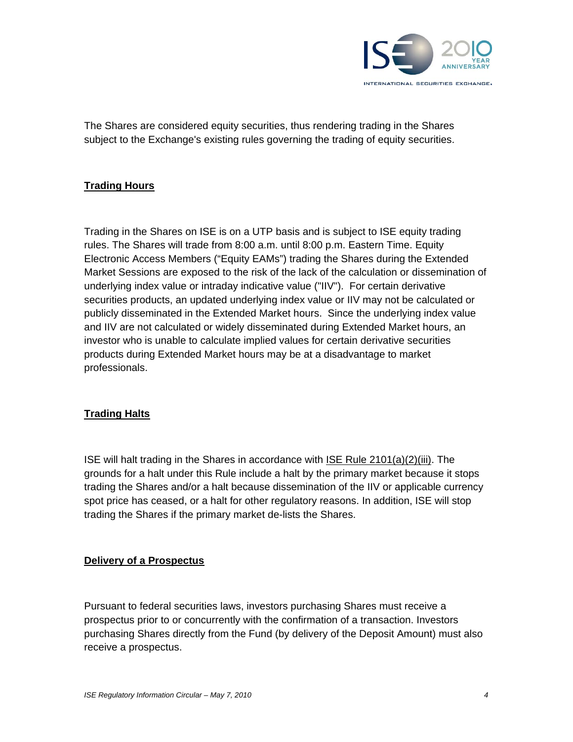The Shares are considered equity securities, thus rendering trading in the Shares subject to the Exchange's existing rules governing the trading of equity securities.

**Trading Hours**

Trading in the Shares on ISE is on a UTP basis and is subject to ISE equity trading rules. The Shares will trade from 8:00 a.m. until 8:00 p.m. Eastern Time. Equity Electronic Access Members ("Equity EAMs") trading the Shares during the Extended Market Sessions are exposed to the risk of the lack of the calculation or dissemination of underlying index value or intraday indicative value ("IIV"). For certain derivative securities products, an updated underlying index value or IIV may not be calculated or publicly disseminated in the Extended Market hours. Since the underlying index value and IIV are not calculated or widely disseminated during Extended Market hours, an investor who is unable to calculate implied values for certain derivative securities products during Extended Market hours may be at a disadvantage to market professionals.

**Trading Halts**

ISE will halt trading in the Shares in accordance with ISE Rule 2101(a)(2)(iii). The grounds for a halt under this Rule include a halt by the primary market because it stops trading the Shares and/or a halt because dissemination of the IIV or applicable currency spot price has ceased, or a halt for other regulatory reasons. In addition, ISE will stop trading the Shares if the primary market de-lists the Shares.

**Delivery of a Prospectus**

Pursuant to federal securities laws, investors purchasing Shares must receive a prospectus prior to or concurrently with the confirmation of a transaction. Investors purchasing Shares directly from the Fund (by delivery of the Deposit Amount) must also receive a prospectus.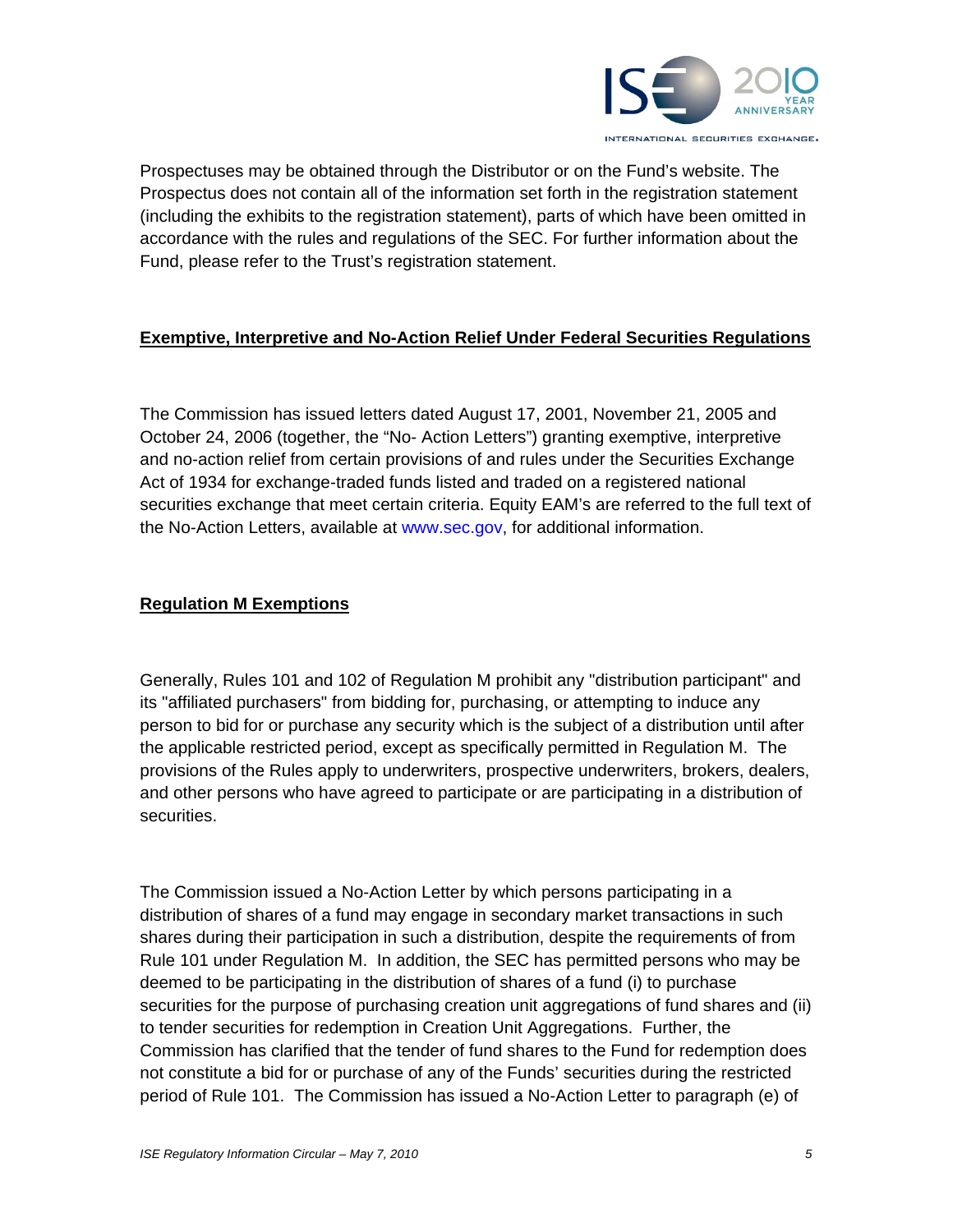Prospectuses may be obtained through the Distributor or on the Fund's website. The Prospectus does not contain all of the information set forth in the registration statement (including the exhibits to the registration statement), parts of which have been omitted in accordance with the rules and regulations of the SEC. For further information about the Fund, please refer to the Trust's registration statement.

**Exemptive, Interpretive and No-Action Relief Under Federal Securities Regulations**

The Commission has issued letters dated August 17, 2001, November 21, 2005 and October 24, 2006 (together, the "No- Action Letters") granting exemptive, interpretive and no-action relief from certain provisions of and rules under the Securities Exchange Act of 1934 for exchange-traded funds listed and traded on a registered national securities exchange that meet certain criteria. Equity EAM's are referred to the full text of the No-Action Letters, available at www.sec.gov, for additional information.

**Regulation M Exemptions**

Generally, Rules 101 and 102 of Regulation M prohibit any "distribution participant" and its "affiliated purchasers" from bidding for, purchasing, or attempting to induce any person to bid for or purchase any security which is the subject of a distribution until after the applicable restricted period, except as specifically permitted in Regulation M. The provisions of the Rules apply to underwriters, prospective underwriters, brokers, dealers, and other persons who have agreed to participate or are participating in a distribution of securities.

The Commission issued a No-Action Letter by which persons participating in a distribution of shares of a fund may engage in secondary market transactions in such shares during their participation in such a distribution, despite the requirements of from Rule 101 under Regulation M. In addition, the SEC has permitted persons who may be deemed to be participating in the distribution of shares of a fund (i) to purchase securities for the purpose of purchasing creation unit aggregations of fund shares and (ii) to tender securities for redemption in Creation Unit Aggregations. Further, the Commission has clarified that the tender of fund shares to the Fund for redemption does not constitute a bid for or purchase of any of the Funds' securities during the restricted period of Rule 101. The Commission has issued a No-Action Letter to paragraph (e) of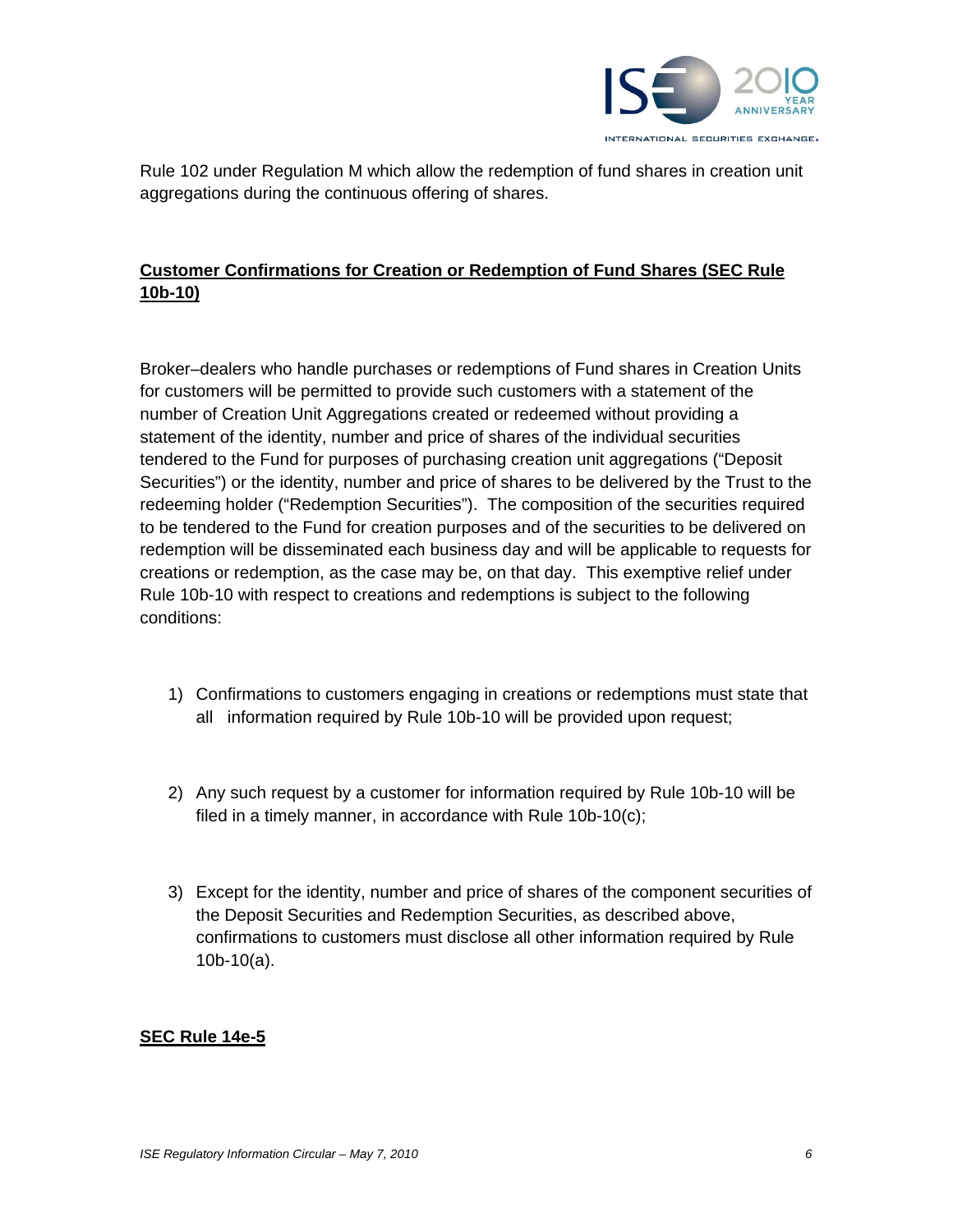Rule 102 under Regulation M which allow the redemption of fund shares in creation unit aggregations during the continuous offering of shares.

**Customer Confirmations for Creation or Redemption of Fund Shares (SEC Rule 10b-10)**

Broker–dealers who handle purchases or redemptions of Fund shares in Creation Units for customers will be permitted to provide such customers with a statement of the number of Creation Unit Aggregations created or redeemed without providing a statement of the identity, number and price of shares of the individual securities tendered to the Fund for purposes of purchasing creation unit aggregations ("Deposit Securities") or the identity, number and price of shares to be delivered by the Trust to the redeeming holder ("Redemption Securities"). The composition of the securities required to be tendered to the Fund for creation purposes and of the securities to be delivered on redemption will be disseminated each business day and will be applicable to requests for creations or redemption, as the case may be, on that day. This exemptive relief under Rule 10b-10 with respect to creations and redemptions is subject to the following conditions:

1) Confirmations to customers engaging in creations or redemptions must state that all information required by Rule 10b-10 will be provided upon request;

2) Any such request by a customer for information required by Rule 10b-10 will be filed in a timely manner, in accordance with Rule 10b-10(c);

3) Except for the identity, number and price of shares of the component securities of the Deposit Securities and Redemption Securities, as described above, confirmations to customers must disclose all other information required by Rule 10b-10(a).

**SEC Rule 14e-5**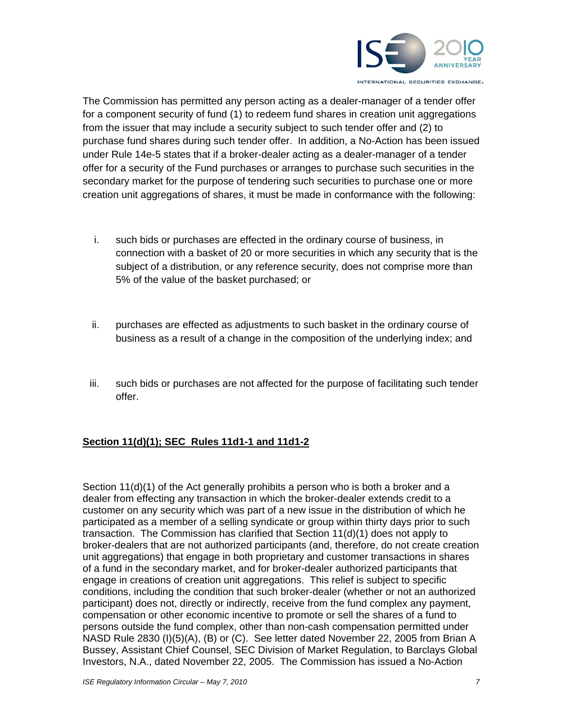The Commission has permitted any person acting as a dealer-manager of a tender offer for a component security of fund (1) to redeem fund shares in creation unit aggregations from the issuer that may include a security subject to such tender offer and (2) to purchase fund shares during such tender offer. In addition, a No-Action has been issued under Rule 14e-5 states that if a broker-dealer acting as a dealer-manager of a tender offer for a security of the Fund purchases or arranges to purchase such securities in the secondary market for the purpose of tendering such securities to purchase one or more creation unit aggregations of shares, it must be made in conformance with the following:

i. such bids or purchases are effected in the ordinary course of business, in connection with a basket of 20 or more securities in which any security that is the subject of a distribution, or any reference security, does not comprise more than 5% of the value of the basket purchased; or

ii. purchases are effected as adjustments to such basket in the ordinary course of business as a result of a change in the composition of the underlying index; and

iii. such bids or purchases are not affected for the purpose of facilitating such tender offer.

**Section 11(d)(1); SEC Rules 11d1-1 and 11d1-2**

Section 11(d)(1) of the Act generally prohibits a person who is both a broker and a dealer from effecting any transaction in which the broker-dealer extends credit to a customer on any security which was part of a new issue in the distribution of which he participated as a member of a selling syndicate or group within thirty days prior to such transaction. The Commission has clarified that Section 11(d)(1) does not apply to broker-dealers that are not authorized participants (and, therefore, do not create creation unit aggregations) that engage in both proprietary and customer transactions in shares of a fund in the secondary market, and for broker-dealer authorized participants that engage in creations of creation unit aggregations. This relief is subject to specific conditions, including the condition that such broker-dealer (whether or not an authorized participant) does not, directly or indirectly, receive from the fund complex any payment, compensation or other economic incentive to promote or sell the shares of a fund to persons outside the fund complex, other than non-cash compensation permitted under NASD Rule 2830 (I)(5)(A), (B) or (C). See letter dated November 22, 2005 from Brian A Bussey, Assistant Chief Counsel, SEC Division of Market Regulation, to Barclays Global Investors, N.A., dated November 22, 2005. The Commission has issued a No-Action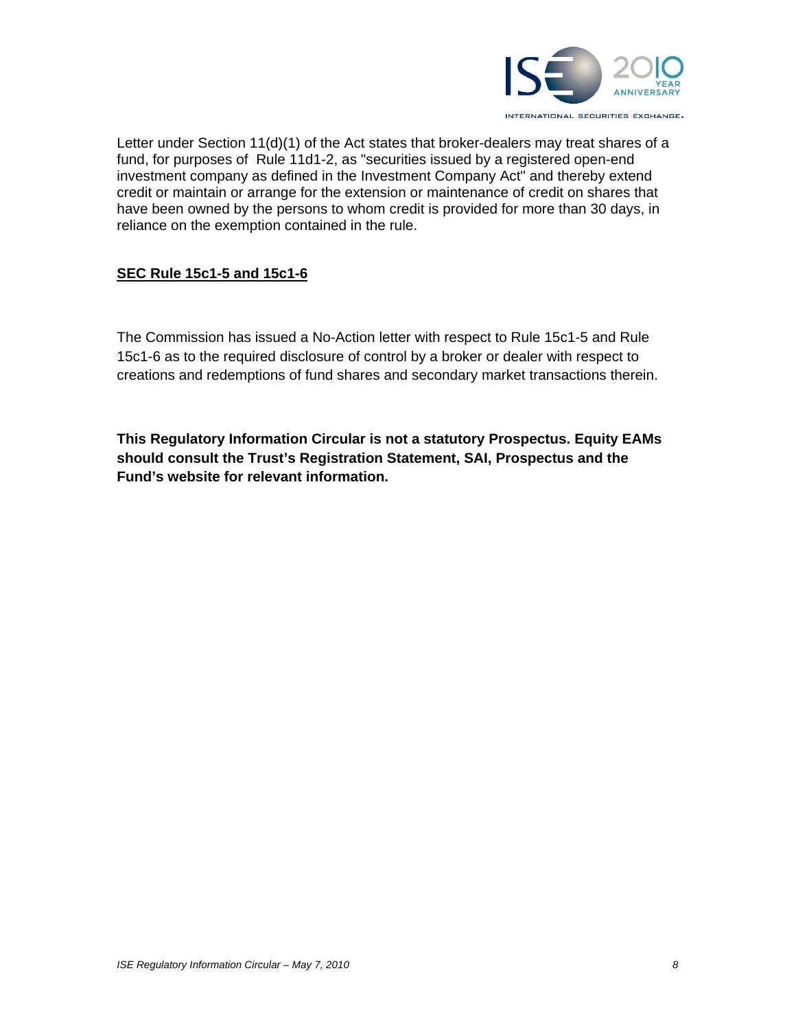Letter under Section 11(d)(1) of the Act states that broker-dealers may treat shares of a fund, for purposes of Rule 11d1-2, as "securities issued by a registered open-end investment company as defined in the Investment Company Act" and thereby extend credit or maintain or arrange for the extension or maintenance of credit on shares that have been owned by the persons to whom credit is provided for more than 30 days, in reliance on the exemption contained in the rule.

## SEC Rule 15c1-5 and 15c1-6

The Commission has issued a No-Action letter with respect to Rule 15c1-5 and Rule 15c1-6 as to the required disclosure of control by a broker or dealer with respect to creations and redemptions of fund shares and secondary market transactions therein.

**This Regulatory Information Circular is not a statutory Prospectus. Equity EAMs should consult the Trust's Registration Statement, SAI, Prospectus and the Fund's website for relevant information.**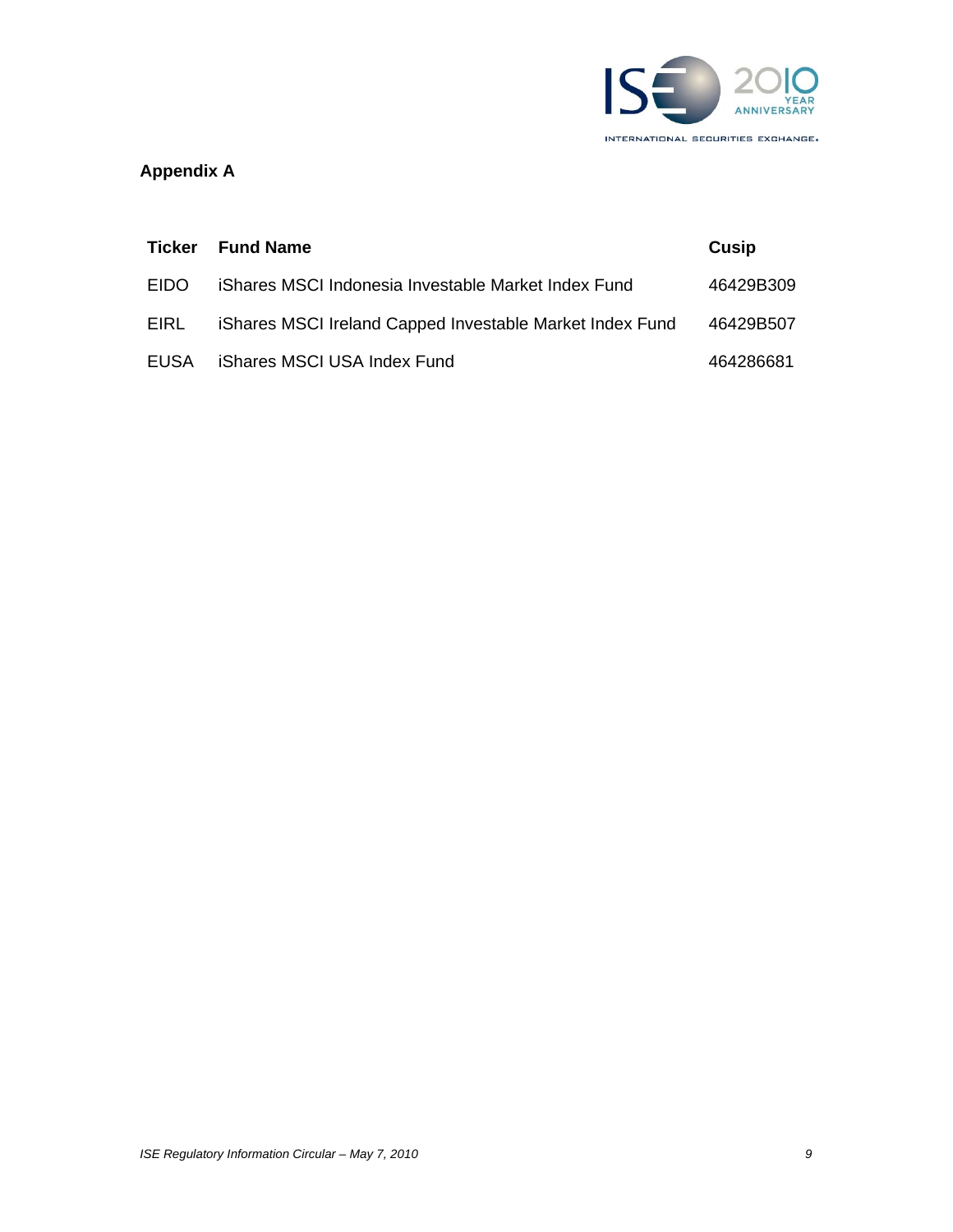## Appendix A

| Ticker | Fund Name | Cusip |
| --- | --- | --- |
| EIDO | iShares MSCI Indonesia Investable Market Index Fund | 46429B309 |
| EIRL | iShares MSCI Ireland Capped Investable Market Index Fund | 46429B507 |
| EUSA | iShares MSCI USA Index Fund | 464286681 |